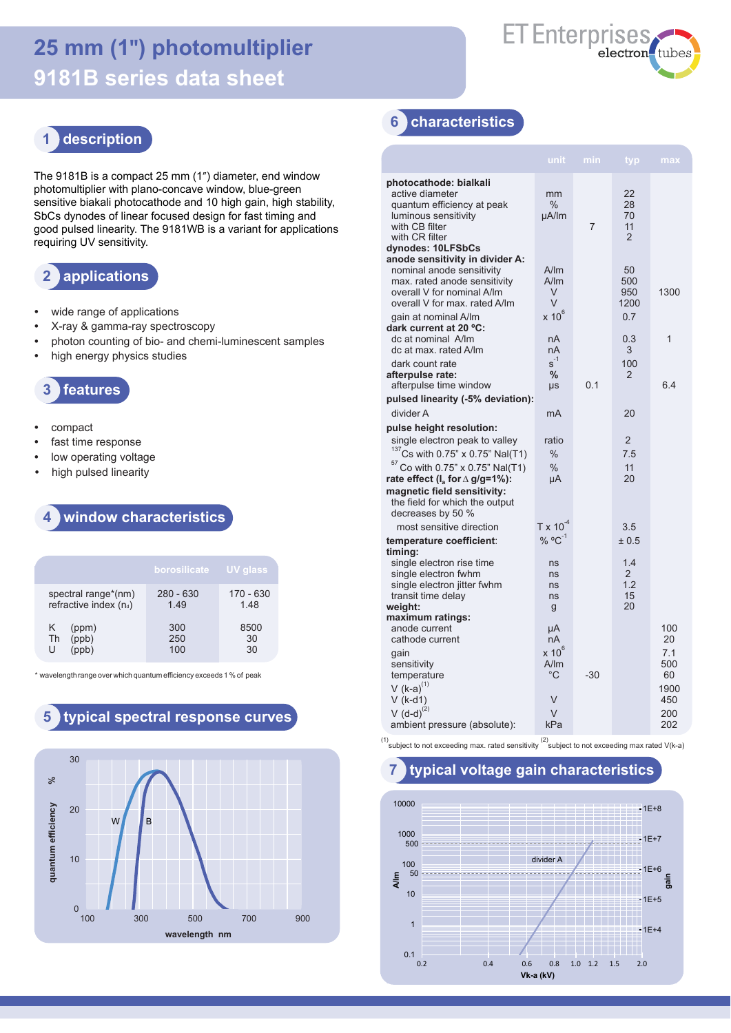# 25 mm (1") photomultiplier 9181B series data sheet

ET Enterprises electron tubes

## 1 description

The 9181B is a compact 25 mm (1″) diameter, end window photomultiplier with plano-concave window, blue-green sensitive biakali photocathode and 10 high gain, high stability, SbCs dynodes of linear focused design for fast timing and good pulsed linearity. The 9181WB is a variant for applications requiring UV sensitivity.

## 2 applications

- wide range of applications
- X-ray & gamma-ray spectroscopy
- photon counting of bio- and chemi-luminescent samples
- high energy physics studies

## 3 features

- compact
- fast time response
- low operating voltage
- high pulsed linearity

## 4 window characteristics

| | borosilicate | UV glass |
|---|---|---|
| spectral range*(nm) | 280 - 630 | 170 - 630 |
| refractive index ($n_d$) | 1.49 | 1.48 |
| K (ppm) | 300 | 8500 |
| Th (ppb) | 250 | 30 |
| U (ppb) | 100 | 30 |

\* wavelength range over which quantum efficiency exceeds 1 % of peak

## 5 typical spectral response curves

(graph: quantum efficiency % vs wavelength nm, curves W and B)

## 6 characteristics

| | unit | min | typ | max |
|---|---|---|---|---|
| **photocathode: bialkali** | | | | |
| active diameter | mm | | 22 | |
| quantum efficiency at peak | % | | 28 | |
| luminous sensitivity | µA/lm | | 70 | |
| with CB filter | | 7 | 11 | |
| with CR filter | | | 2 | |
| **dynodes: 10LFSbCs** | | | | |
| **anode sensitivity in divider A:** | | | | |
| nominal anode sensitivity | A/lm | | 50 | |
| max. rated anode sensitivity | A/lm | | 500 | |
| overall V for nominal A/lm | V | | 950 | 1300 |
| overall V for max. rated A/lm | V | | 1200 | |
| gain at nominal A/lm | x $10^6$ | | 0.7 | |
| **dark current at 20 ºC:** | | | | |
| dc at nominal A/lm | nA | | 0.3 | 1 |
| dc at max. rated A/lm | nA | | 3 | |
| dark count rate | $s^{-1}$ | | 100 | |
| **afterpulse rate:** | % | | 2 | |
| afterpulse time window | µs | 0.1 | | 6.4 |
| **pulsed linearity (-5% deviation):** | | | | |
| divider A | mA | | 20 | |
| **pulse height resolution:** | | | | |
| single electron peak to valley | ratio | | 2 | |
| $^{137}$Cs with 0.75” x 0.75” NaI(T1) | % | | 7.5 | |
| $^{57}$Co with 0.75” x 0.75” NaI(T1) | % | | 11 | |
| **rate effect ($I_a$ for Δ g/g=1%):** | µA | | 20 | |
| **magnetic field sensitivity:** | | | | |
| the field for which the output decreases by 50 % | | | | |
| most sensitive direction | T x $10^{-4}$ | | 3.5 | |
| **temperature coefficient:** | % °C$^{-1}$ | | ± 0.5 | |
| **timing:** | | | | |
| single electron rise time | ns | | 1.4 | |
| single electron fwhm | ns | | 2 | |
| single electron jitter fwhm | ns | | 1.2 | |
| transit time delay | ns | | 15 | |
| **weight:** | g | | 20 | |
| **maximum ratings:** | | | | |
| anode current | µA | | | 100 |
| cathode current | nA | | | 20 |
| gain | x $10^6$ | | | 7.1 |
| sensitivity | A/lm | | | 500 |
| temperature | °C | -30 | | 60 |
| V (k-a)[1] | | | | 1900 |
| V (k-d1) | V | | | 450 |
| V (d-d)[2] | V | | | 200 |
| ambient pressure (absolute): | kPa | | | 202 |

[1] subject to not exceeding max. rated sensitivity [2] subject to not exceeding max rated V(k-a)

## 7 typical voltage gain characteristics

(graph: A/lm and gain vs Vk-a (kV), divider A)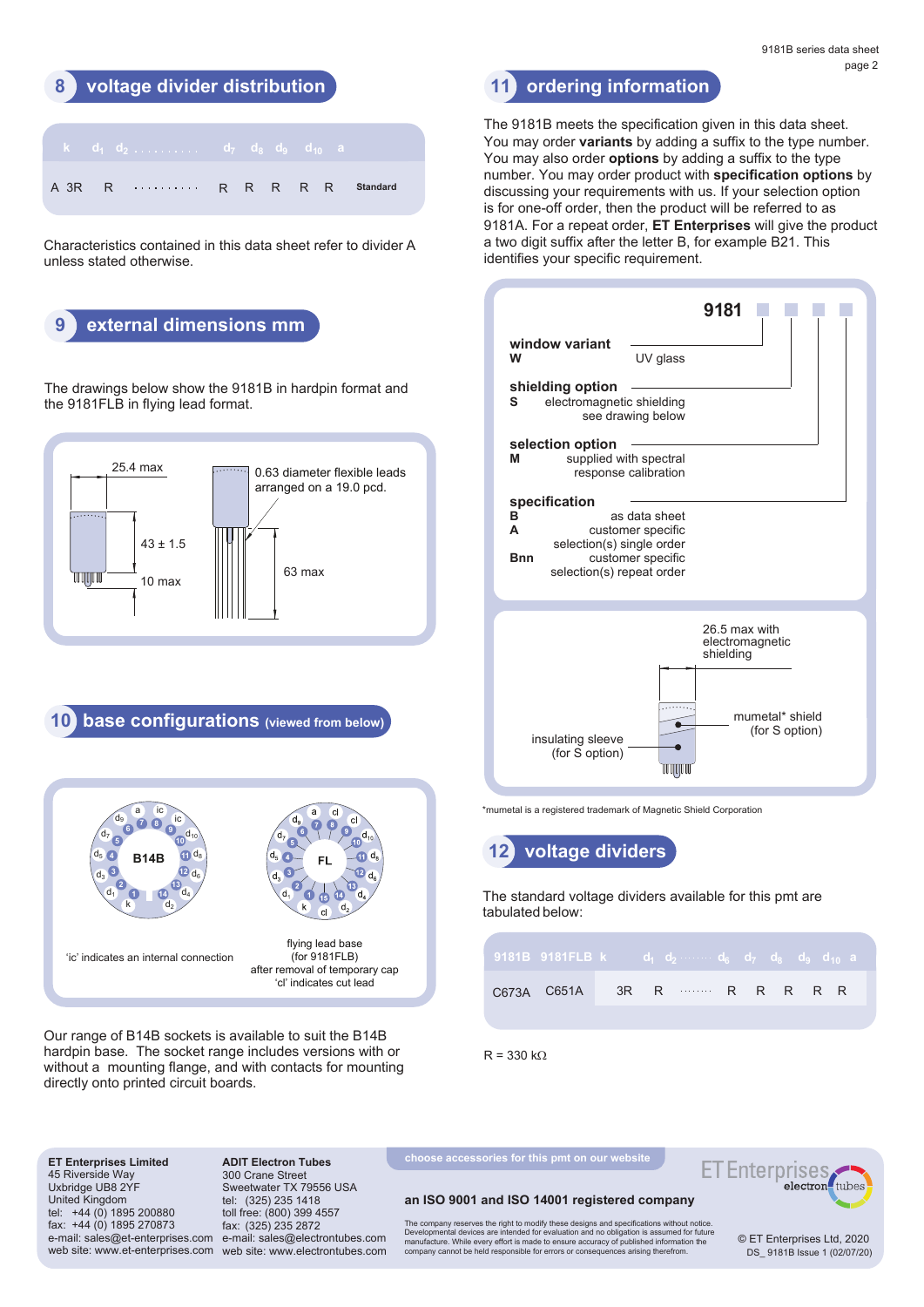## 8 voltage divider distribution

| k | $d_1$ | $d_2$ .......... | $d_7$ | $d_8$ | $d_9$ | $d_{10}$ | a | |
|---|---|---|---|---|---|---|---|---|
| A 3R | R | .......... | R | R | R | R | R | Standard |

Characteristics contained in this data sheet refer to divider A unless stated otherwise.

## 9 external dimensions mm

The drawings below show the 9181B in hardpin format and the 9181FLB in flying lead format.

25.4 max

43 ± 1.5

10 max

0.63 diameter flexible leads arranged on a 19.0 pcd.

63 max

## 10 base configurations (viewed from below)

B14B

FL

'ic' indicates an internal connection

flying lead base (for 9181FLB) after removal of temporary cap 'cl' indicates cut lead

Our range of B14B sockets is available to suit the B14B hardpin base. The socket range includes versions with or without a mounting flange, and with contacts for mounting directly onto printed circuit boards.

## 11 ordering information

The 9181B meets the specification given in this data sheet. You may order **variants** by adding a suffix to the type number. You may also order **options** by adding a suffix to the type number. You may order product with **specification options** by discussing your requirements with us. If your selection option is for one-off order, then the product will be referred to as 9181A. For a repeat order, **ET Enterprises** will give the product a two digit suffix after the letter B, for example B21. This identifies your specific requirement.

**9181** ☐ ☐ ☐ ☐

**window variant**
**W** UV glass

**shielding option**
**S** electromagnetic shielding see drawing below

**selection option**
**M** supplied with spectral response calibration

**specification**
**B** as data sheet
**A** customer specific selection(s) single order
**Bnn** customer specific selection(s) repeat order

26.5 max with electromagnetic shielding

mumetal* shield (for S option)

insulating sleeve (for S option)

*mumetal is a registered trademark of Magnetic Shield Corporation

## 12 voltage dividers

The standard voltage dividers available for this pmt are tabulated below:

| 9181B | 9181FLB | k | $d_1$ | $d_2$ ........ $d_6$ | $d_7$ | $d_8$ | $d_9$ | $d_{10}$ | a |
|---|---|---|---|---|---|---|---|---|---|
| C673A | C651A | 3R | R | ........ | R | R | R | R | R |

R = 330 kΩ

**ET Enterprises Limited**
45 Riverside Way
Uxbridge UB8 2YF
United Kingdom
tel: +44 (0) 1895 200880
fax: +44 (0) 1895 270873
e-mail: sales@et-enterprises.com
web site: www.et-enterprises.com

**ADIT Electron Tubes**
300 Crane Street
Sweetwater TX 79556 USA
tel: (325) 235 1418
toll free: (800) 399 4557
fax: (325) 235 2872
e-mail: sales@electrontubes.com
web site: www.electrontubes.com

choose accessories for this pmt on our website

**an ISO 9001 and ISO 14001 registered company**

The company reserves the right to modify these designs and specifications without notice. Developmental devices are intended for evaluation and no obligation is assumed for future manufacture. While every effort is made to ensure accuracy of published information the company cannot be held responsible for errors or consequences arising therefrom.

© ET Enterprises Ltd, 2020
DS_ 9181B Issue 1 (02/07/20)